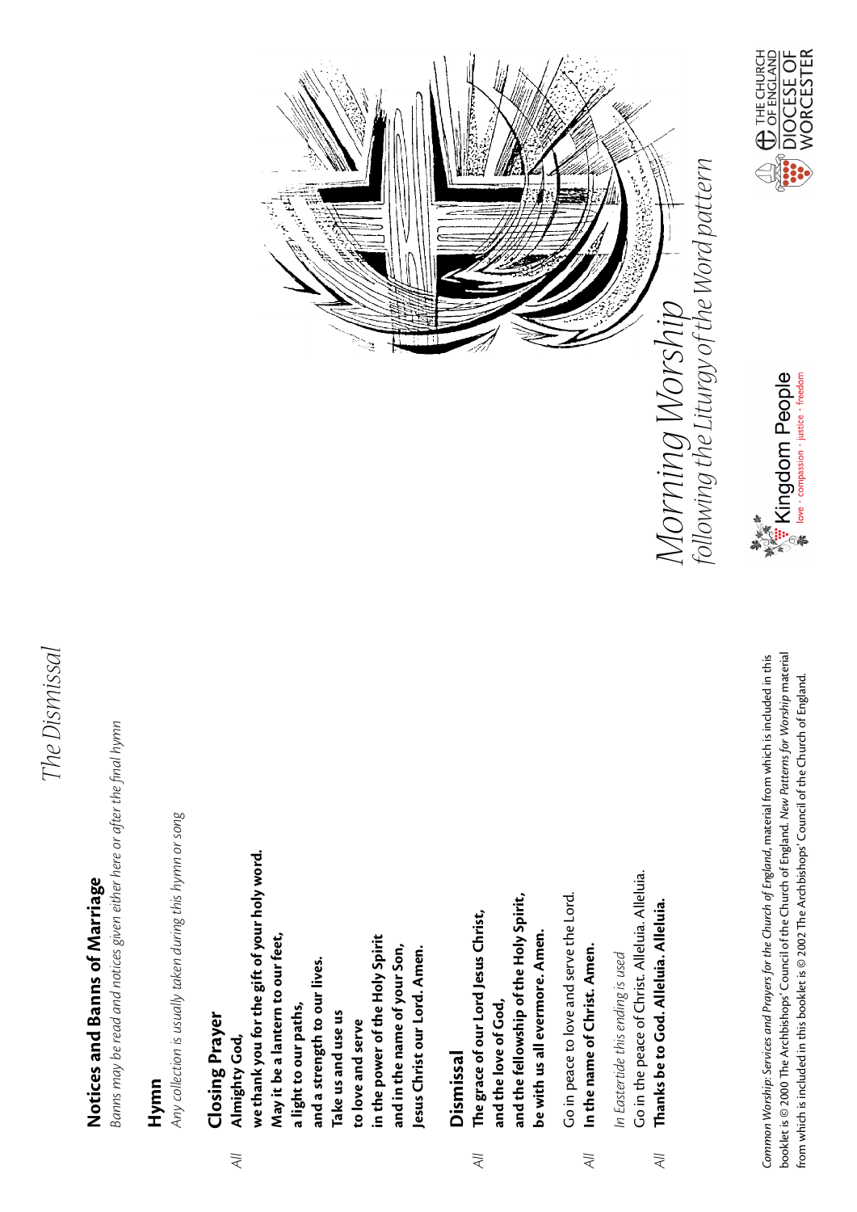# The Dismissal

## Notices and Banns of Marriage

*Banns may be read and notices given either here or after the final hymn*

## Hymn

*Any collection is usually taken during this hymn or song*

## Closing Prayer

*All* **Almighty God,**
**we thank you for the gift of your holy word.**
**May it be a lantern to our feet,**
**a light to our paths,**
**and a strength to our lives.**
**Take us and use us**
**to love and serve**
**in the power of the Holy Spirit**
**and in the name of your Son,**
**Jesus Christ our Lord. Amen.**

## Dismissal

*All* **The grace of our Lord Jesus Christ,**
**and the love of God,**
**and the fellowship of the Holy Spirit,**
**be with us all evermore. Amen.**

Go in peace to love and serve the Lord.
*All* **In the name of Christ. Amen.**

*In Eastertide this ending is used*
Go in the peace of Christ. Alleluia. Alleluia.
*All* **Thanks be to God. Alleluia. Alleluia.**

*Common Worship: Services and Prayers for the Church of England*, material from which is included in this booklet is © 2000 The Archbishops' Council of the Church of England. *New Patterns for Worship* material from which is included in this booklet is © 2002 The Archbishops' Council of the Church of England.

# *Morning Worship*

*following the Liturgy of the Word pattern*

Kingdom People
love · compassion · justice · freedom

THE CHURCH OF ENGLAND
DIOCESE OF WORCESTER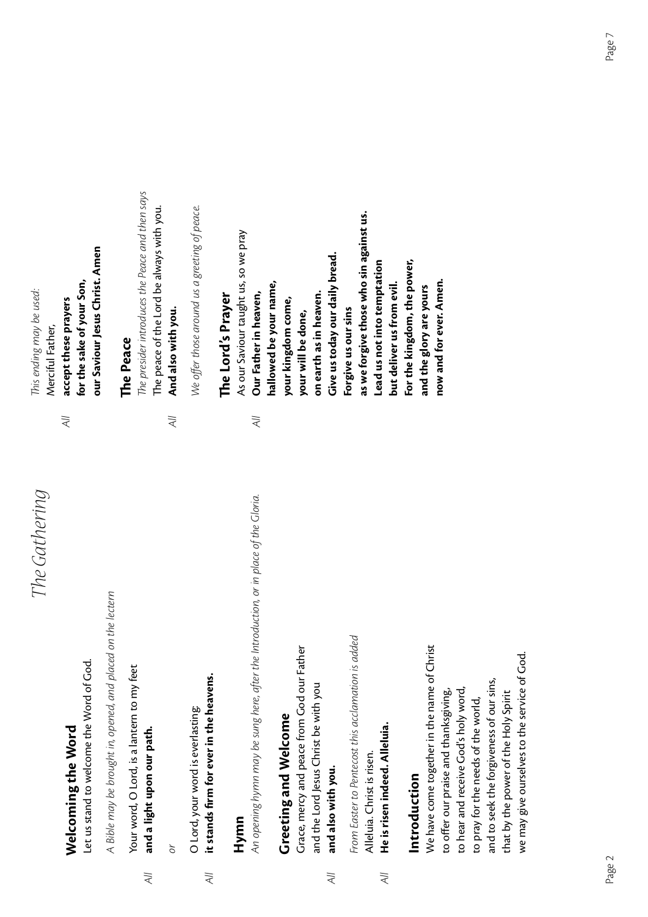# The Gathering

## Welcoming the Word

Let us stand to welcome the Word of God.

*A Bible may be brought in, opened, and placed on the lectern*

Your word, O Lord, is a lantern to my feet

*All* **and a light upon our path.**

*or*

O Lord, your word is everlasting;

*All* **it stands firm for ever in the heavens.**

## Hymn

*An opening hymn may be sung here, after the Introduction, or in place of the Gloria.*

## Greeting and Welcome

Grace, mercy and peace from God our Father and the Lord Jesus Christ be with you

*All* **and also with you.**

*From Easter to Pentecost this acclamation is added*

Alleluia. Christ is risen.

*All* **He is risen indeed. Alleluia.**

## Introduction

We have come together in the name of Christ
to offer our praise and thanksgiving,
to hear and receive God's holy word,
to pray for the needs of the world,
and to seek the forgiveness of our sins,
that by the power of the Holy Spirit
we may give ourselves to the service of God.

*This ending may be used:*

Merciful Father,

*All* **accept these prayers**
**for the sake of your Son,**
**our Saviour Jesus Christ. Amen**

## The Peace

*The presider introduces the Peace and then says*

The peace of the Lord be always with you.

*All* **And also with you.**

*We offer those around us a greeting of peace.*

## The Lord's Prayer

As our Saviour taught us, so we pray

*All* **Our Father in heaven,**
**hallowed be your name,**
**your kingdom come,**
**your will be done,**
**on earth as in heaven.**
**Give us today our daily bread.**
**Forgive us our sins**
**as we forgive those who sin against us.**
**Lead us not into temptation**
**but deliver us from evil.**
**For the kingdom, the power,**
**and the glory are yours**
**now and for ever. Amen.**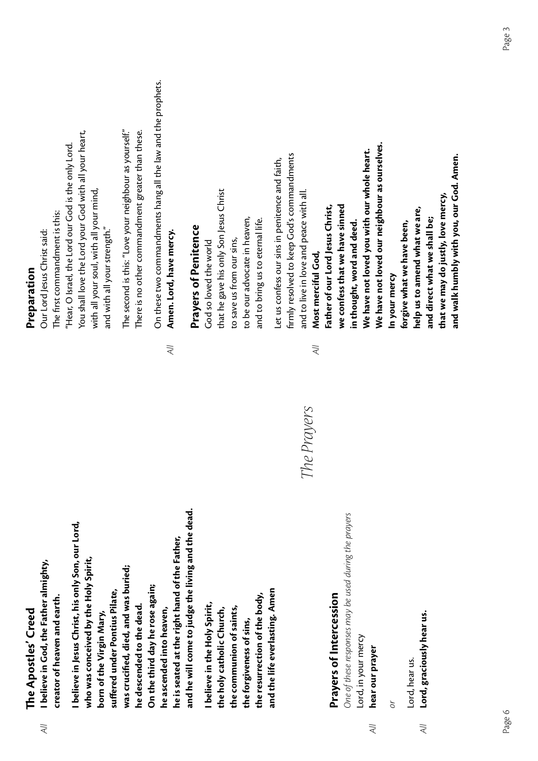## The Apostles' Creed

*All* **I believe in God, the Father almighty,**
**creator of heaven and earth.**

**I believe in Jesus Christ, his only Son, our Lord,**
**who was conceived by the Holy Spirit,**
**born of the Virgin Mary,**
**suffered under Pontius Pilate,**
**was crucified, died, and was buried;**
**he descended to the dead.**
**On the third day he rose again;**
**he ascended into heaven,**
**he is seated at the right hand of the Father,**
**and he will come to judge the living and the dead.**

**I believe in the Holy Spirit,**
**the holy catholic Church,**
**the communion of saints,**
**the forgiveness of sins,**
**the resurrection of the body,**
**and the life everlasting. Amen**

## Prayers of Intercession

*One of these responses may be used during the prayers*

Lord, in your mercy
*All* **hear our prayer**

*or*

Lord, hear us.
*All* **Lord, graciously hear us.**

# *The Prayers*

## Preparation

Our Lord Jesus Christ said:
The first commandment is this:
"Hear, O Israel, the Lord our God is the only Lord.
You shall love the Lord your God with all your heart,
with all your soul, with all your mind,
and with all your strength."

The second is this: "Love your neighbour as yourself."
There is no other commandment greater than these.

On these two commandments hang all the law and the prophets.

*All* **Amen. Lord, have mercy.**

## Prayers of Penitence

God so loved the world
that he gave his only Son Jesus Christ
to save us from our sins,
to be our advocate in heaven,
and to bring us to eternal life.

Let us confess our sins in penitence and faith,
firmly resolved to keep God's commandments
and to live in love and peace with all.

*All* **Most merciful God,**
**Father of our Lord Jesus Christ,**
**we confess that we have sinned**
**in thought, word and deed.**
**We have not loved you with our whole heart.**
**We have not loved our neighbour as ourselves.**
**In your mercy**
**forgive what we have been,**
**help us to amend what we are,**
**and direct what we shall be;**
**that we may do justly, love mercy,**
**and walk humbly with you, our God. Amen.**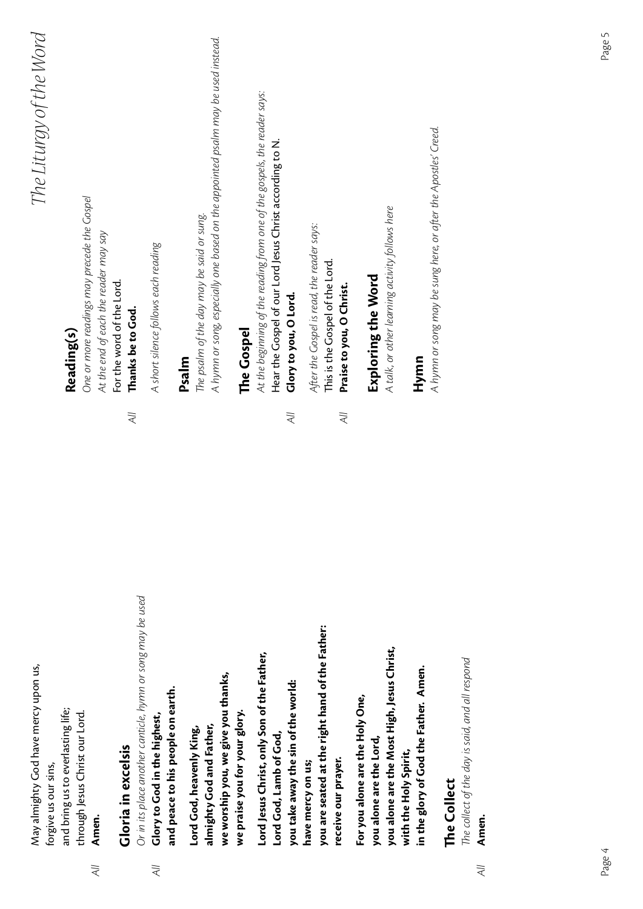May almighty God have mercy upon us,
forgive us our sins,
and bring us to everlasting life;
through Jesus Christ our Lord.

*All* **Amen.**

## Gloria in excelsis

*Or in its place another canticle, hymn or song may be used*

*All* **Glory to God in the highest,**
**and peace to his people on earth.**

**Lord God, heavenly King,**
**almighty God and Father,**
**we worship you, we give you thanks,**
**we praise you for your glory.**

**Lord Jesus Christ, only Son of the Father,**
**Lord God, Lamb of God,**
**you take away the sin of the world:**
**have mercy on us;**
**you are seated at the right hand of the Father:**
**receive our prayer.**

**For you alone are the Holy One,**
**you alone are the Lord,**
**you alone are the Most High, Jesus Christ,**
**with the Holy Spirit,**
**in the glory of God the Father. Amen.**

## The Collect

*The collect of the day is said, and all respond*

*All* **Amen.**

# The Liturgy of the Word

## Reading(s)

*One or more readings may precede the Gospel*

*At the end of each the reader may say*

For the word of the Lord.

*All* **Thanks be to God.**

*A short silence follows each reading*

## Psalm

*The psalm of the day may be said or sung.*

*A hymn or song, especially one based on the appointed psalm may be used instead.*

## The Gospel

*At the beginning of the reading from one of the gospels, the reader says:*

Hear the Gospel of our Lord Jesus Christ according to N.

*All* **Glory to you, O Lord.**

*After the Gospel is read, the reader says:*

This is the Gospel of the Lord.

*All* **Praise to you, O Christ.**

## Exploring the Word

*A talk, or other learning activity follows here*

## Hymn

*A hymn or song may be sung here, or after the Apostles' Creed.*